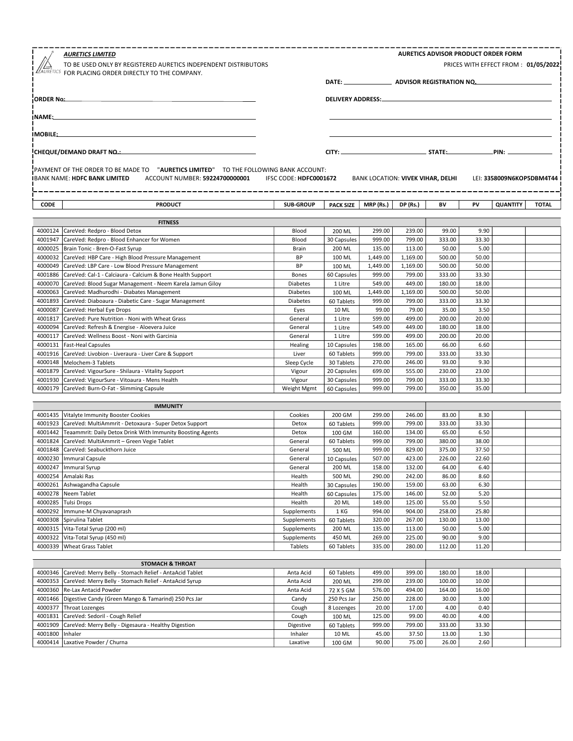***AURETICS LIMITED***

TO BE USED ONLY BY REGISTERED AURETICS INDEPENDENT DISTRIBUTORS
FOR PLACING ORDER DIRECTLY TO THE COMPANY.

**AURETICS ADVISOR PRODUCT ORDER FORM**

PRICES WITH EFFECT FROM : **01/05/2022**

**DATE:** ______________ **ADVISOR REGISTRATION NO.** ______________________

**ORDER No:** ______________________________

**DELIVERY ADDRESS:** ______________________________

**NAME:** ______________________________

**MOBILE:** ______________________________

**CHEQUE/DEMAND DRAFT NO.:** ______________________________

**CITY:** ______________ **STATE:** ______________ **PIN:** ______________

PAYMENT OF THE ORDER TO BE MADE TO "**AURETICS LIMITED**" TO THE FOLLOWING BANK ACCOUNT:

BANK NAME: **HDFC BANK LIMITED** ACCOUNT NUMBER: **59224700000001** IFSC CODE: **HDFC0001672** BANK LOCATION: **VIVEK VIHAR, DELHI** LEI: **3358009N6KOP5DBM4T44**

| CODE | PRODUCT | SUB-GROUP | PACK SIZE | MRP (Rs.) | DP (Rs.) | BV | PV | QUANTITY | TOTAL |
|---|---|---|---|---|---|---|---|---|---|
| | **FITNESS** | | | | | | | | |
| 4000124 | CareVed: Redpro - Blood Detox | Blood | 200 ML | 299.00 | 239.00 | 99.00 | 9.90 | | |
| 4001947 | CareVed: Redpro - Blood Enhancer for Women | Blood | 30 Capsules | 999.00 | 799.00 | 333.00 | 33.30 | | |
| 4000025 | Brain Tonic - Bren-O-Fast Syrup | Brain | 200 ML | 135.00 | 113.00 | 50.00 | 5.00 | | |
| 4000032 | CareVed: HBP Care - High Blood Pressure Management | BP | 100 ML | 1,449.00 | 1,169.00 | 500.00 | 50.00 | | |
| 4000049 | CareVed: LBP Care - Low Blood Pressure Management | BP | 100 ML | 1,449.00 | 1,169.00 | 500.00 | 50.00 | | |
| 4001886 | CareVed: Cal-1 - Calciaura - Calcium & Bone Health Support | Bones | 60 Capsules | 999.00 | 799.00 | 333.00 | 33.30 | | |
| 4000070 | CareVed: Blood Sugar Management - Neem Karela Jamun Giloy | Diabetes | 1 Litre | 549.00 | 449.00 | 180.00 | 18.00 | | |
| 4000063 | CareVed: Madhurodhi - Diabates Management | Diabetes | 100 ML | 1,449.00 | 1,169.00 | 500.00 | 50.00 | | |
| 4001893 | CareVed: Diaboaura - Diabetic Care - Sugar Management | Diabetes | 60 Tablets | 999.00 | 799.00 | 333.00 | 33.30 | | |
| 4000087 | CareVed: Herbal Eye Drops | Eyes | 10 ML | 99.00 | 79.00 | 35.00 | 3.50 | | |
| 4001817 | CareVed: Pure Nutrition - Noni with Wheat Grass | General | 1 Litre | 599.00 | 499.00 | 200.00 | 20.00 | | |
| 4000094 | CareVed: Refresh & Energise - Aloevera Juice | General | 1 Litre | 549.00 | 449.00 | 180.00 | 18.00 | | |
| 4000117 | CareVed: Wellness Boost - Noni with Garcinia | General | 1 Litre | 599.00 | 499.00 | 200.00 | 20.00 | | |
| 4000131 | Fast-Heal Capsules | Healing | 10 Capsules | 198.00 | 165.00 | 66.00 | 6.60 | | |
| 4001916 | CareVed: Livobion - Liveraura - Liver Care & Support | Liver | 60 Tablets | 999.00 | 799.00 | 333.00 | 33.30 | | |
| 4000148 | Melochem-3 Tablets | Sleep Cycle | 30 Tablets | 270.00 | 246.00 | 93.00 | 9.30 | | |
| 4001879 | CareVed: VigourSure - Shilaura - Vitality Support | Vigour | 20 Capsules | 699.00 | 555.00 | 230.00 | 23.00 | | |
| 4001930 | CareVed: VigourSure - Vitoaura - Mens Health | Vigour | 30 Capsules | 999.00 | 799.00 | 333.00 | 33.30 | | |
| 4000179 | CareVed: Burn-O-Fat - Slimming Capsule | Weight Mgmt | 60 Capsules | 999.00 | 799.00 | 350.00 | 35.00 | | |
| | **IMMUNITY** | | | | | | | | |
| 4001435 | Vitalyte Immunity Booster Cookies | Cookies | 200 GM | 299.00 | 246.00 | 83.00 | 8.30 | | |
| 4001923 | CareVed: MultiAmmrit - Detoxaura - Super Detox Support | Detox | 60 Tablets | 999.00 | 799.00 | 333.00 | 33.30 | | |
| 4001442 | Teaammrit: Daily Detox Drink With Immunity Boosting Agents | Detox | 100 GM | 160.00 | 134.00 | 65.00 | 6.50 | | |
| 4001824 | CareVed: MultiAmmrit – Green Vegie Tablet | General | 60 Tablets | 999.00 | 799.00 | 380.00 | 38.00 | | |
| 4001848 | CareVed: Seabuckthorn Juice | General | 500 ML | 999.00 | 829.00 | 375.00 | 37.50 | | |
| 4000230 | Immural Capsule | General | 10 Capsules | 507.00 | 423.00 | 226.00 | 22.60 | | |
| 4000247 | Immural Syrup | General | 200 ML | 158.00 | 132.00 | 64.00 | 6.40 | | |
| 4000254 | Amalaki Ras | Health | 500 ML | 290.00 | 242.00 | 86.00 | 8.60 | | |
| 4000261 | Ashwagandha Capsule | Health | 30 Capsules | 190.00 | 159.00 | 63.00 | 6.30 | | |
| 4000278 | Neem Tablet | Health | 60 Capsules | 175.00 | 146.00 | 52.00 | 5.20 | | |
| 4000285 | Tulsi Drops | Health | 20 ML | 149.00 | 125.00 | 55.00 | 5.50 | | |
| 4000292 | Immune-M Chyavanaprash | Supplements | 1 KG | 994.00 | 904.00 | 258.00 | 25.80 | | |
| 4000308 | Spirulina Tablet | Supplements | 60 Tablets | 320.00 | 267.00 | 130.00 | 13.00 | | |
| 4000315 | Vita-Total Syrup (200 ml) | Supplements | 200 ML | 135.00 | 113.00 | 50.00 | 5.00 | | |
| 4000322 | Vita-Total Syrup (450 ml) | Supplements | 450 ML | 269.00 | 225.00 | 90.00 | 9.00 | | |
| 4000339 | Wheat Grass Tablet | Tablets | 60 Tablets | 335.00 | 280.00 | 112.00 | 11.20 | | |
| | **STOMACH & THROAT** | | | | | | | | |
| 4000346 | CareVed: Merry Belly - Stomach Relief - AntaAcid Tablet | Anta Acid | 60 Tablets | 499.00 | 399.00 | 180.00 | 18.00 | | |
| 4000353 | CareVed: Merry Belly - Stomach Relief - AntaAcid Syrup | Anta Acid | 200 ML | 299.00 | 239.00 | 100.00 | 10.00 | | |
| 4000360 | Re-Lax Antacid Powder | Anta Acid | 72 X 5 GM | 576.00 | 494.00 | 164.00 | 16.00 | | |
| 4001466 | Digestive Candy (Green Mango & Tamarind) 250 Pcs Jar | Candy | 250 Pcs Jar | 250.00 | 228.00 | 30.00 | 3.00 | | |
| 4000377 | Throat Lozenges | Cough | 8 Lozenges | 20.00 | 17.00 | 4.00 | 0.40 | | |
| 4001831 | CareVed: Sedoril - Cough Relief | Cough | 100 ML | 125.00 | 99.00 | 40.00 | 4.00 | | |
| 4001909 | CareVed: Merry Belly - Digesaura - Healthy Digestion | Digestive | 60 Tablets | 999.00 | 799.00 | 333.00 | 33.30 | | |
| 4001800 | Inhaler | Inhaler | 10 ML | 45.00 | 37.50 | 13.00 | 1.30 | | |
| 4000414 | Laxative Powder / Churna | Laxative | 100 GM | 90.00 | 75.00 | 26.00 | 2.60 | | |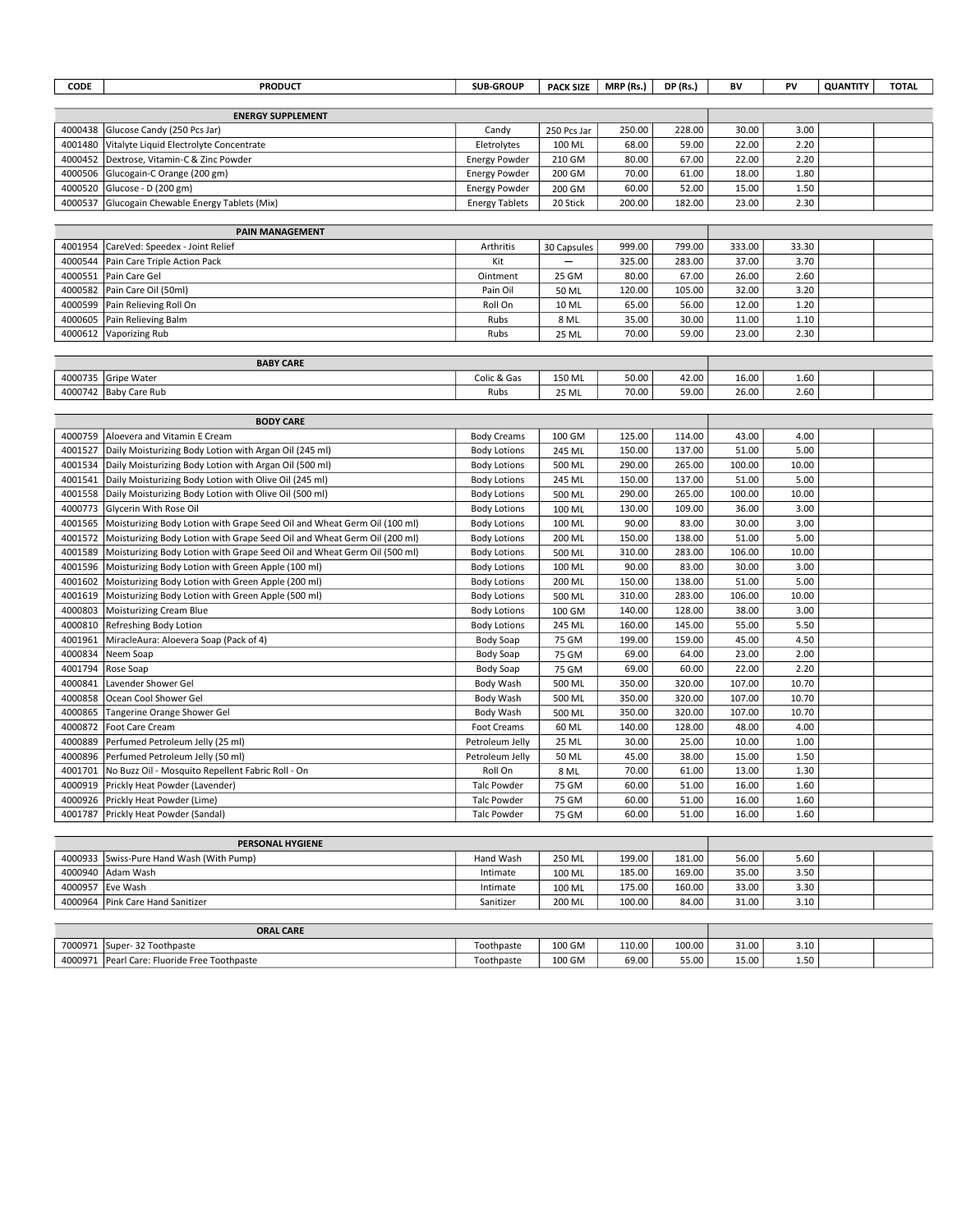| CODE | PRODUCT | SUB-GROUP | PACK SIZE | MRP (Rs.) | DP (Rs.) | BV | PV | QUANTITY | TOTAL |
|---|---|---|---|---|---|---|---|---|---|
| | **ENERGY SUPPLEMENT** | | | | | | | | |
| 4000438 | Glucose Candy (250 Pcs Jar) | Candy | 250 Pcs Jar | 250.00 | 228.00 | 30.00 | 3.00 | | |
| 4001480 | Vitalyte Liquid Electrolyte Concentrate | Eletrolytes | 100 ML | 68.00 | 59.00 | 22.00 | 2.20 | | |
| 4000452 | Dextrose, Vitamin-C & Zinc Powder | Energy Powder | 210 GM | 80.00 | 67.00 | 22.00 | 2.20 | | |
| 4000506 | Glucogain-C Orange (200 gm) | Energy Powder | 200 GM | 70.00 | 61.00 | 18.00 | 1.80 | | |
| 4000520 | Glucose - D (200 gm) | Energy Powder | 200 GM | 60.00 | 52.00 | 15.00 | 1.50 | | |
| 4000537 | Glucogain Chewable Energy Tablets (Mix) | Energy Tablets | 20 Stick | 200.00 | 182.00 | 23.00 | 2.30 | | |
| | **PAIN MANAGEMENT** | | | | | | | | |
| 4001954 | CareVed: Speedex - Joint Relief | Arthritis | 30 Capsules | 999.00 | 799.00 | 333.00 | 33.30 | | |
| 4000544 | Pain Care Triple Action Pack | Kit | — | 325.00 | 283.00 | 37.00 | 3.70 | | |
| 4000551 | Pain Care Gel | Ointment | 25 GM | 80.00 | 67.00 | 26.00 | 2.60 | | |
| 4000582 | Pain Care Oil (50ml) | Pain Oil | 50 ML | 120.00 | 105.00 | 32.00 | 3.20 | | |
| 4000599 | Pain Relieving Roll On | Roll On | 10 ML | 65.00 | 56.00 | 12.00 | 1.20 | | |
| 4000605 | Pain Relieving Balm | Rubs | 8 ML | 35.00 | 30.00 | 11.00 | 1.10 | | |
| 4000612 | Vaporizing Rub | Rubs | 25 ML | 70.00 | 59.00 | 23.00 | 2.30 | | |
| | **BABY CARE** | | | | | | | | |
| 4000735 | Gripe Water | Colic & Gas | 150 ML | 50.00 | 42.00 | 16.00 | 1.60 | | |
| 4000742 | Baby Care Rub | Rubs | 25 ML | 70.00 | 59.00 | 26.00 | 2.60 | | |
| | **BODY CARE** | | | | | | | | |
| 4000759 | Aloevera and Vitamin E Cream | Body Creams | 100 GM | 125.00 | 114.00 | 43.00 | 4.00 | | |
| 4001527 | Daily Moisturizing Body Lotion with Argan Oil (245 ml) | Body Lotions | 245 ML | 150.00 | 137.00 | 51.00 | 5.00 | | |
| 4001534 | Daily Moisturizing Body Lotion with Argan Oil (500 ml) | Body Lotions | 500 ML | 290.00 | 265.00 | 100.00 | 10.00 | | |
| 4001541 | Daily Moisturizing Body Lotion with Olive Oil (245 ml) | Body Lotions | 245 ML | 150.00 | 137.00 | 51.00 | 5.00 | | |
| 4001558 | Daily Moisturizing Body Lotion with Olive Oil (500 ml) | Body Lotions | 500 ML | 290.00 | 265.00 | 100.00 | 10.00 | | |
| 4000773 | Glycerin With Rose Oil | Body Lotions | 100 ML | 130.00 | 109.00 | 36.00 | 3.00 | | |
| 4001565 | Moisturizing Body Lotion with Grape Seed Oil and Wheat Germ Oil (100 ml) | Body Lotions | 100 ML | 90.00 | 83.00 | 30.00 | 3.00 | | |
| 4001572 | Moisturizing Body Lotion with Grape Seed Oil and Wheat Germ Oil (200 ml) | Body Lotions | 200 ML | 150.00 | 138.00 | 51.00 | 5.00 | | |
| 4001589 | Moisturizing Body Lotion with Grape Seed Oil and Wheat Germ Oil (500 ml) | Body Lotions | 500 ML | 310.00 | 283.00 | 106.00 | 10.00 | | |
| 4001596 | Moisturizing Body Lotion with Green Apple (100 ml) | Body Lotions | 100 ML | 90.00 | 83.00 | 30.00 | 3.00 | | |
| 4001602 | Moisturizing Body Lotion with Green Apple (200 ml) | Body Lotions | 200 ML | 150.00 | 138.00 | 51.00 | 5.00 | | |
| 4001619 | Moisturizing Body Lotion with Green Apple (500 ml) | Body Lotions | 500 ML | 310.00 | 283.00 | 106.00 | 10.00 | | |
| 4000803 | Moisturizing Cream Blue | Body Lotions | 100 GM | 140.00 | 128.00 | 38.00 | 3.00 | | |
| 4000810 | Refreshing Body Lotion | Body Lotions | 245 ML | 160.00 | 145.00 | 55.00 | 5.50 | | |
| 4001961 | MiracleAura: Aloevera Soap (Pack of 4) | Body Soap | 75 GM | 199.00 | 159.00 | 45.00 | 4.50 | | |
| 4000834 | Neem Soap | Body Soap | 75 GM | 69.00 | 64.00 | 23.00 | 2.00 | | |
| 4001794 | Rose Soap | Body Soap | 75 GM | 69.00 | 60.00 | 22.00 | 2.20 | | |
| 4000841 | Lavender Shower Gel | Body Wash | 500 ML | 350.00 | 320.00 | 107.00 | 10.70 | | |
| 4000858 | Ocean Cool Shower Gel | Body Wash | 500 ML | 350.00 | 320.00 | 107.00 | 10.70 | | |
| 4000865 | Tangerine Orange Shower Gel | Body Wash | 500 ML | 350.00 | 320.00 | 107.00 | 10.70 | | |
| 4000872 | Foot Care Cream | Foot Creams | 60 ML | 140.00 | 128.00 | 48.00 | 4.00 | | |
| 4000889 | Perfumed Petroleum Jelly (25 ml) | Petroleum Jelly | 25 ML | 30.00 | 25.00 | 10.00 | 1.00 | | |
| 4000896 | Perfumed Petroleum Jelly (50 ml) | Petroleum Jelly | 50 ML | 45.00 | 38.00 | 15.00 | 1.50 | | |
| 4001701 | No Buzz Oil - Mosquito Repellent Fabric Roll - On | Roll On | 8 ML | 70.00 | 61.00 | 13.00 | 1.30 | | |
| 4000919 | Prickly Heat Powder (Lavender) | Talc Powder | 75 GM | 60.00 | 51.00 | 16.00 | 1.60 | | |
| 4000926 | Prickly Heat Powder (Lime) | Talc Powder | 75 GM | 60.00 | 51.00 | 16.00 | 1.60 | | |
| 4001787 | Prickly Heat Powder (Sandal) | Talc Powder | 75 GM | 60.00 | 51.00 | 16.00 | 1.60 | | |
| | **PERSONAL HYGIENE** | | | | | | | | |
| 4000933 | Swiss-Pure Hand Wash (With Pump) | Hand Wash | 250 ML | 199.00 | 181.00 | 56.00 | 5.60 | | |
| 4000940 | Adam Wash | Intimate | 100 ML | 185.00 | 169.00 | 35.00 | 3.50 | | |
| 4000957 | Eve Wash | Intimate | 100 ML | 175.00 | 160.00 | 33.00 | 3.30 | | |
| 4000964 | Pink Care Hand Sanitizer | Sanitizer | 200 ML | 100.00 | 84.00 | 31.00 | 3.10 | | |
| | **ORAL CARE** | | | | | | | | |
| 7000971 | Super- 32 Toothpaste | Toothpaste | 100 GM | 110.00 | 100.00 | 31.00 | 3.10 | | |
| 4000971 | Pearl Care: Fluoride Free Toothpaste | Toothpaste | 100 GM | 69.00 | 55.00 | 15.00 | 1.50 | | |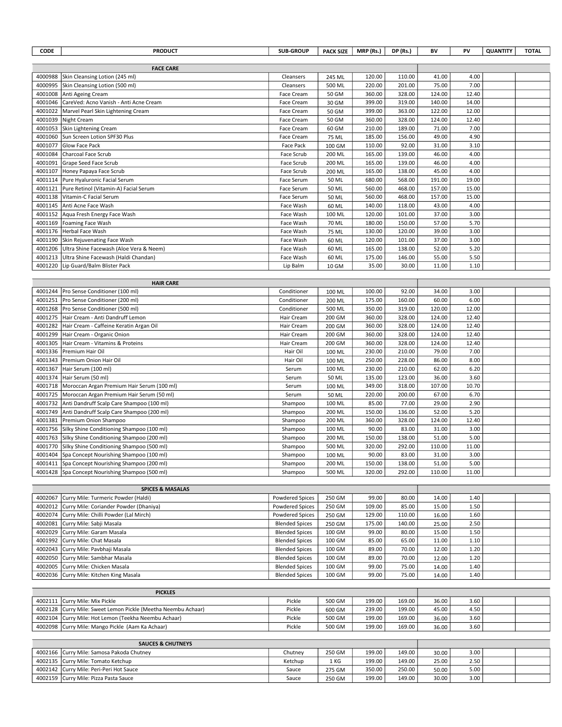| CODE | PRODUCT | SUB-GROUP | PACK SIZE | MRP (Rs.) | DP (Rs.) | BV | PV | QUANTITY | TOTAL |
|---|---|---|---|---|---|---|---|---|---|
| | **FACE CARE** | | | | | | | | |
| 4000988 | Skin Cleansing Lotion (245 ml) | Cleansers | 245 ML | 120.00 | 110.00 | 41.00 | 4.00 | | |
| 4000995 | Skin Cleansing Lotion (500 ml) | Cleansers | 500 ML | 220.00 | 201.00 | 75.00 | 7.00 | | |
| 4001008 | Anti Ageing Cream | Face Cream | 50 GM | 360.00 | 328.00 | 124.00 | 12.40 | | |
| 4001046 | CareVed: Acno Vanish - Anti Acne Cream | Face Cream | 30 GM | 399.00 | 319.00 | 140.00 | 14.00 | | |
| 4001022 | Marvel Pearl Skin Lightening Cream | Face Cream | 50 GM | 399.00 | 363.00 | 122.00 | 12.00 | | |
| 4001039 | Night Cream | Face Cream | 50 GM | 360.00 | 328.00 | 124.00 | 12.40 | | |
| 4001053 | Skin Lightening Cream | Face Cream | 60 GM | 210.00 | 189.00 | 71.00 | 7.00 | | |
| 4001060 | Sun Screen Lotion SPF30 Plus | Face Cream | 75 ML | 185.00 | 156.00 | 49.00 | 4.90 | | |
| 4001077 | Glow Face Pack | Face Pack | 100 GM | 110.00 | 92.00 | 31.00 | 3.10 | | |
| 4001084 | Charcoal Face Scrub | Face Scrub | 200 ML | 165.00 | 139.00 | 46.00 | 4.00 | | |
| 4001091 | Grape Seed Face Scrub | Face Scrub | 200 ML | 165.00 | 139.00 | 46.00 | 4.00 | | |
| 4001107 | Honey Papaya Face Scrub | Face Scrub | 200 ML | 165.00 | 138.00 | 45.00 | 4.00 | | |
| 4001114 | Pure Hyaluronic Facial Serum | Face Serum | 50 ML | 680.00 | 568.00 | 191.00 | 19.00 | | |
| 4001121 | Pure Retinol (Vitamin-A) Facial Serum | Face Serum | 50 ML | 560.00 | 468.00 | 157.00 | 15.00 | | |
| 4001138 | Vitamin-C Facial Serum | Face Serum | 50 ML | 560.00 | 468.00 | 157.00 | 15.00 | | |
| 4001145 | Anti Acne Face Wash | Face Wash | 60 ML | 140.00 | 118.00 | 43.00 | 4.00 | | |
| 4001152 | Aqua Fresh Energy Face Wash | Face Wash | 100 ML | 120.00 | 101.00 | 37.00 | 3.00 | | |
| 4001169 | Foaming Face Wash | Face Wash | 70 ML | 180.00 | 150.00 | 57.00 | 5.70 | | |
| 4001176 | Herbal Face Wash | Face Wash | 75 ML | 130.00 | 120.00 | 39.00 | 3.00 | | |
| 4001190 | Skin Rejuvenating Face Wash | Face Wash | 60 ML | 120.00 | 101.00 | 37.00 | 3.00 | | |
| 4001206 | Ultra Shine Facewash (Aloe Vera & Neem) | Face Wash | 60 ML | 165.00 | 138.00 | 52.00 | 5.20 | | |
| 4001213 | Ultra Shine Facewash (Haldi Chandan) | Face Wash | 60 ML | 175.00 | 146.00 | 55.00 | 5.50 | | |
| 4001220 | Lip Guard/Balm Blister Pack | Lip Balm | 10 GM | 35.00 | 30.00 | 11.00 | 1.10 | | |
| | **HAIR CARE** | | | | | | | | |
| 4001244 | Pro Sense Conditioner (100 ml) | Conditioner | 100 ML | 100.00 | 92.00 | 34.00 | 3.00 | | |
| 4001251 | Pro Sense Conditioner (200 ml) | Conditioner | 200 ML | 175.00 | 160.00 | 60.00 | 6.00 | | |
| 4001268 | Pro Sense Conditioner (500 ml) | Conditioner | 500 ML | 350.00 | 319.00 | 120.00 | 12.00 | | |
| 4001275 | Hair Cream - Anti Dandruff Lemon | Hair Cream | 200 GM | 360.00 | 328.00 | 124.00 | 12.40 | | |
| 4001282 | Hair Cream - Caffeine Keratin Argan Oil | Hair Cream | 200 GM | 360.00 | 328.00 | 124.00 | 12.40 | | |
| 4001299 | Hair Cream - Organic Onion | Hair Cream | 200 GM | 360.00 | 328.00 | 124.00 | 12.40 | | |
| 4001305 | Hair Cream - Vitamins & Proteins | Hair Cream | 200 GM | 360.00 | 328.00 | 124.00 | 12.40 | | |
| 4001336 | Premium Hair Oil | Hair Oil | 100 ML | 230.00 | 210.00 | 79.00 | 7.00 | | |
| 4001343 | Premium Onion Hair Oil | Hair Oil | 100 ML | 250.00 | 228.00 | 86.00 | 8.00 | | |
| 4001367 | Hair Serum (100 ml) | Serum | 100 ML | 230.00 | 210.00 | 62.00 | 6.20 | | |
| 4001374 | Hair Serum (50 ml) | Serum | 50 ML | 135.00 | 123.00 | 36.00 | 3.60 | | |
| 4001718 | Moroccan Argan Premium Hair Serum (100 ml) | Serum | 100 ML | 349.00 | 318.00 | 107.00 | 10.70 | | |
| 4001725 | Moroccan Argan Premium Hair Serum (50 ml) | Serum | 50 ML | 220.00 | 200.00 | 67.00 | 6.70 | | |
| 4001732 | Anti Dandruff Scalp Care Shampoo (100 ml) | Shampoo | 100 ML | 85.00 | 77.00 | 29.00 | 2.90 | | |
| 4001749 | Anti Dandruff Scalp Care Shampoo (200 ml) | Shampoo | 200 ML | 150.00 | 136.00 | 52.00 | 5.20 | | |
| 4001381 | Premium Onion Shampoo | Shampoo | 200 ML | 360.00 | 328.00 | 124.00 | 12.40 | | |
| 4001756 | Silky Shine Conditioning Shampoo (100 ml) | Shampoo | 100 ML | 90.00 | 83.00 | 31.00 | 3.00 | | |
| 4001763 | Silky Shine Conditioning Shampoo (200 ml) | Shampoo | 200 ML | 150.00 | 138.00 | 51.00 | 5.00 | | |
| 4001770 | Silky Shine Conditioning Shampoo (500 ml) | Shampoo | 500 ML | 320.00 | 292.00 | 110.00 | 11.00 | | |
| 4001404 | Spa Concept Nourishing Shampoo (100 ml) | Shampoo | 100 ML | 90.00 | 83.00 | 31.00 | 3.00 | | |
| 4001411 | Spa Concept Nourishing Shampoo (200 ml) | Shampoo | 200 ML | 150.00 | 138.00 | 51.00 | 5.00 | | |
| 4001428 | Spa Concept Nourishing Shampoo (500 ml) | Shampoo | 500 ML | 320.00 | 292.00 | 110.00 | 11.00 | | |
| | **SPICES & MASALAS** | | | | | | | | |
| 4002067 | Curry Mile: Turmeric Powder (Haldi) | Powdered Spices | 250 GM | 99.00 | 80.00 | 14.00 | 1.40 | | |
| 4002012 | Curry Mile: Coriander Powder (Dhaniya) | Powdered Spices | 250 GM | 109.00 | 85.00 | 15.00 | 1.50 | | |
| 4002074 | Curry Mile: Chilli Powder (Lal Mirch) | Powdered Spices | 250 GM | 129.00 | 110.00 | 16.00 | 1.60 | | |
| 4002081 | Curry Mile: Sabji Masala | Blended Spices | 250 GM | 175.00 | 140.00 | 25.00 | 2.50 | | |
| 4002029 | Curry Mile: Garam Masala | Blended Spices | 100 GM | 99.00 | 80.00 | 15.00 | 1.50 | | |
| 4001992 | Curry Mile: Chat Masala | Blended Spices | 100 GM | 85.00 | 65.00 | 11.00 | 1.10 | | |
| 4002043 | Curry Mile: Pavbhaji Masala | Blended Spices | 100 GM | 89.00 | 70.00 | 12.00 | 1.20 | | |
| 4002050 | Curry Mile: Sambhar Masala | Blended Spices | 100 GM | 89.00 | 70.00 | 12.00 | 1.20 | | |
| 4002005 | Curry Mile: Chicken Masala | Blended Spices | 100 GM | 99.00 | 75.00 | 14.00 | 1.40 | | |
| 4002036 | Curry Mile: Kitchen King Masala | Blended Spices | 100 GM | 99.00 | 75.00 | 14.00 | 1.40 | | |
| | **PICKLES** | | | | | | | | |
| 4002111 | Curry Mile: Mix Pickle | Pickle | 500 GM | 199.00 | 169.00 | 36.00 | 3.60 | | |
| 4002128 | Curry Mile: Sweet Lemon Pickle (Meetha Neembu Achaar) | Pickle | 600 GM | 239.00 | 199.00 | 45.00 | 4.50 | | |
| 4002104 | Curry Mile: Hot Lemon (Teekha Neembu Achaar) | Pickle | 500 GM | 199.00 | 169.00 | 36.00 | 3.60 | | |
| 4002098 | Curry Mile: Mango Pickle (Aam Ka Achaar) | Pickle | 500 GM | 199.00 | 169.00 | 36.00 | 3.60 | | |
| | **SAUCES & CHUTNEYS** | | | | | | | | |
| 4002166 | Curry Mile: Samosa Pakoda Chutney | Chutney | 250 GM | 199.00 | 149.00 | 30.00 | 3.00 | | |
| 4002135 | Curry Mile: Tomato Ketchup | Ketchup | 1 KG | 199.00 | 149.00 | 25.00 | 2.50 | | |
| 4002142 | Curry Mile: Peri-Peri Hot Sauce | Sauce | 275 GM | 350.00 | 250.00 | 50.00 | 5.00 | | |
| 4002159 | Curry Mile: Pizza Pasta Sauce | Sauce | 250 GM | 199.00 | 149.00 | 30.00 | 3.00 | | |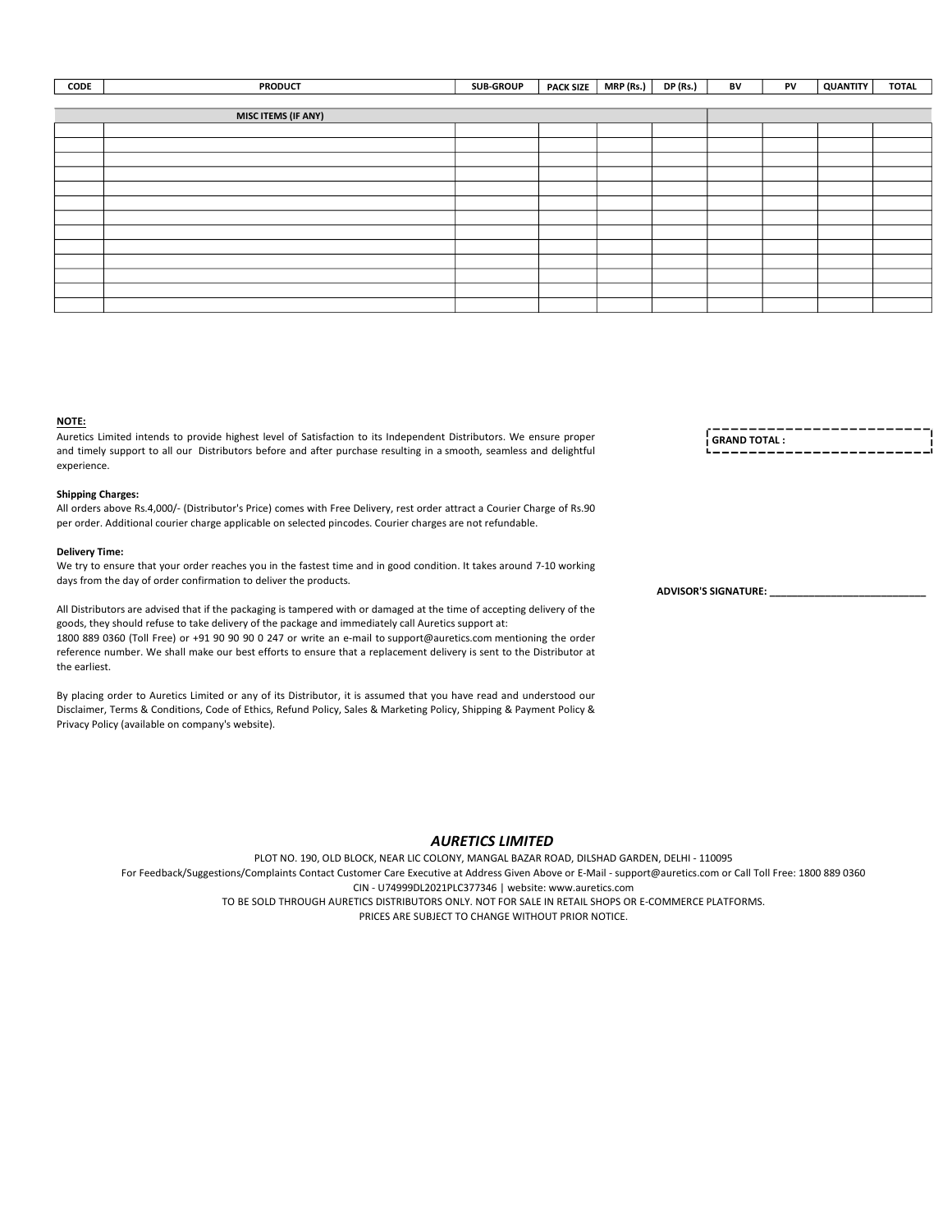| CODE | PRODUCT | SUB-GROUP | PACK SIZE | MRP (Rs.) | DP (Rs.) | BV | PV | QUANTITY | TOTAL |
|---|---|---|---|---|---|---|---|---|---|
| | **MISC ITEMS (IF ANY)** | | | | | | | | |
| | | | | | | | | | |
| | | | | | | | | | |
| | | | | | | | | | |
| | | | | | | | | | |
| | | | | | | | | | |
| | | | | | | | | | |
| | | | | | | | | | |
| | | | | | | | | | |
| | | | | | | | | | |
| | | | | | | | | | |
| | | | | | | | | | |
| | | | | | | | | | |
| | | | | | | | | | |

**GRAND TOTAL :**

**NOTE:**

Auretics Limited intends to provide highest level of Satisfaction to its Independent Distributors. We ensure proper and timely support to all our Distributors before and after purchase resulting in a smooth, seamless and delightful experience.

**Shipping Charges:**

All orders above Rs.4,000/- (Distributor's Price) comes with Free Delivery, rest order attract a Courier Charge of Rs.90 per order. Additional courier charge applicable on selected pincodes. Courier charges are not refundable.

**Delivery Time:**

We try to ensure that your order reaches you in the fastest time and in good condition. It takes around 7-10 working days from the day of order confirmation to deliver the products.

All Distributors are advised that if the packaging is tampered with or damaged at the time of accepting delivery of the goods, they should refuse to take delivery of the package and immediately call Auretics support at:
1800 889 0360 (Toll Free) or +91 90 90 90 0 247 or write an e-mail to support@auretics.com mentioning the order reference number. We shall make our best efforts to ensure that a replacement delivery is sent to the Distributor at the earliest.

By placing order to Auretics Limited or any of its Distributor, it is assumed that you have read and understood our Disclaimer, Terms & Conditions, Code of Ethics, Refund Policy, Sales & Marketing Policy, Shipping & Payment Policy & Privacy Policy (available on company's website).

**ADVISOR'S SIGNATURE:** ___________________________

***AURETICS LIMITED***

PLOT NO. 190, OLD BLOCK, NEAR LIC COLONY, MANGAL BAZAR ROAD, DILSHAD GARDEN, DELHI - 110095
For Feedback/Suggestions/Complaints Contact Customer Care Executive at Address Given Above or E-Mail - support@auretics.com or Call Toll Free: 1800 889 0360
CIN - U74999DL2021PLC377346 | website: www.auretics.com
TO BE SOLD THROUGH AURETICS DISTRIBUTORS ONLY. NOT FOR SALE IN RETAIL SHOPS OR E-COMMERCE PLATFORMS.
PRICES ARE SUBJECT TO CHANGE WITHOUT PRIOR NOTICE.